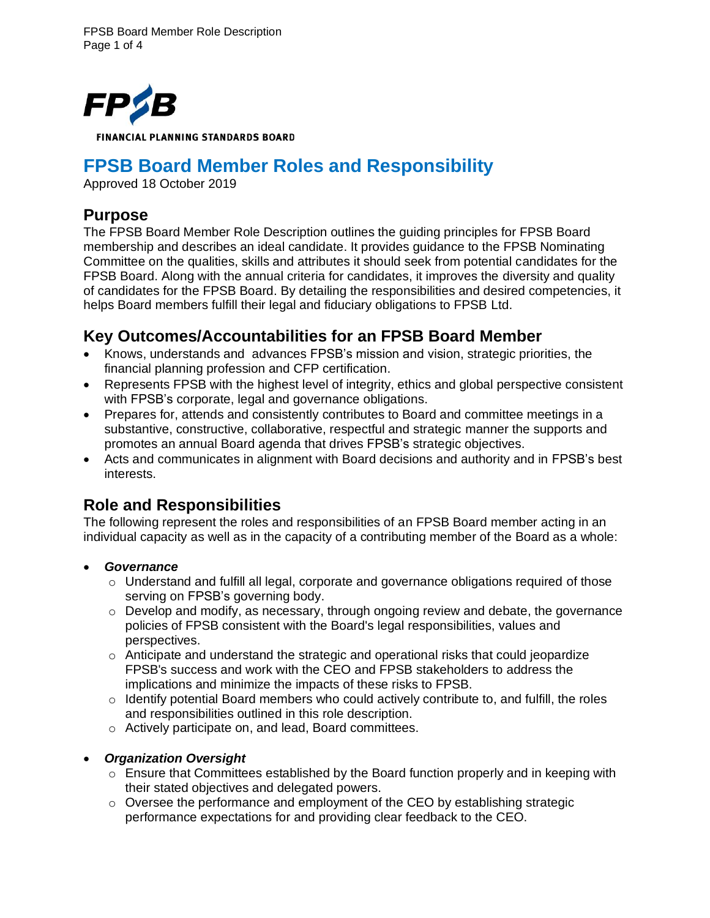FPSB

FINANCIAL PLANNING STANDARDS BOARD

# FPSB Board Member Roles and Responsibility

Approved 18 October 2019

## Purpose

The FPSB Board Member Role Description outlines the guiding principles for FPSB Board membership and describes an ideal candidate. It provides guidance to the FPSB Nominating Committee on the qualities, skills and attributes it should seek from potential candidates for the FPSB Board. Along with the annual criteria for candidates, it improves the diversity and quality of candidates for the FPSB Board. By detailing the responsibilities and desired competencies, it helps Board members fulfill their legal and fiduciary obligations to FPSB Ltd.

## Key Outcomes/Accountabilities for an FPSB Board Member

- Knows, understands and advances FPSB's mission and vision, strategic priorities, the financial planning profession and CFP certification.
- Represents FPSB with the highest level of integrity, ethics and global perspective consistent with FPSB's corporate, legal and governance obligations.
- Prepares for, attends and consistently contributes to Board and committee meetings in a substantive, constructive, collaborative, respectful and strategic manner the supports and promotes an annual Board agenda that drives FPSB's strategic objectives.
- Acts and communicates in alignment with Board decisions and authority and in FPSB's best interests.

## Role and Responsibilities

The following represent the roles and responsibilities of an FPSB Board member acting in an individual capacity as well as in the capacity of a contributing member of the Board as a whole:

- ***Governance***
  - Understand and fulfill all legal, corporate and governance obligations required of those serving on FPSB's governing body.
  - Develop and modify, as necessary, through ongoing review and debate, the governance policies of FPSB consistent with the Board's legal responsibilities, values and perspectives.
  - Anticipate and understand the strategic and operational risks that could jeopardize FPSB's success and work with the CEO and FPSB stakeholders to address the implications and minimize the impacts of these risks to FPSB.
  - Identify potential Board members who could actively contribute to, and fulfill, the roles and responsibilities outlined in this role description.
  - Actively participate on, and lead, Board committees.

- ***Organization Oversight***
  - Ensure that Committees established by the Board function properly and in keeping with their stated objectives and delegated powers.
  - Oversee the performance and employment of the CEO by establishing strategic performance expectations for and providing clear feedback to the CEO.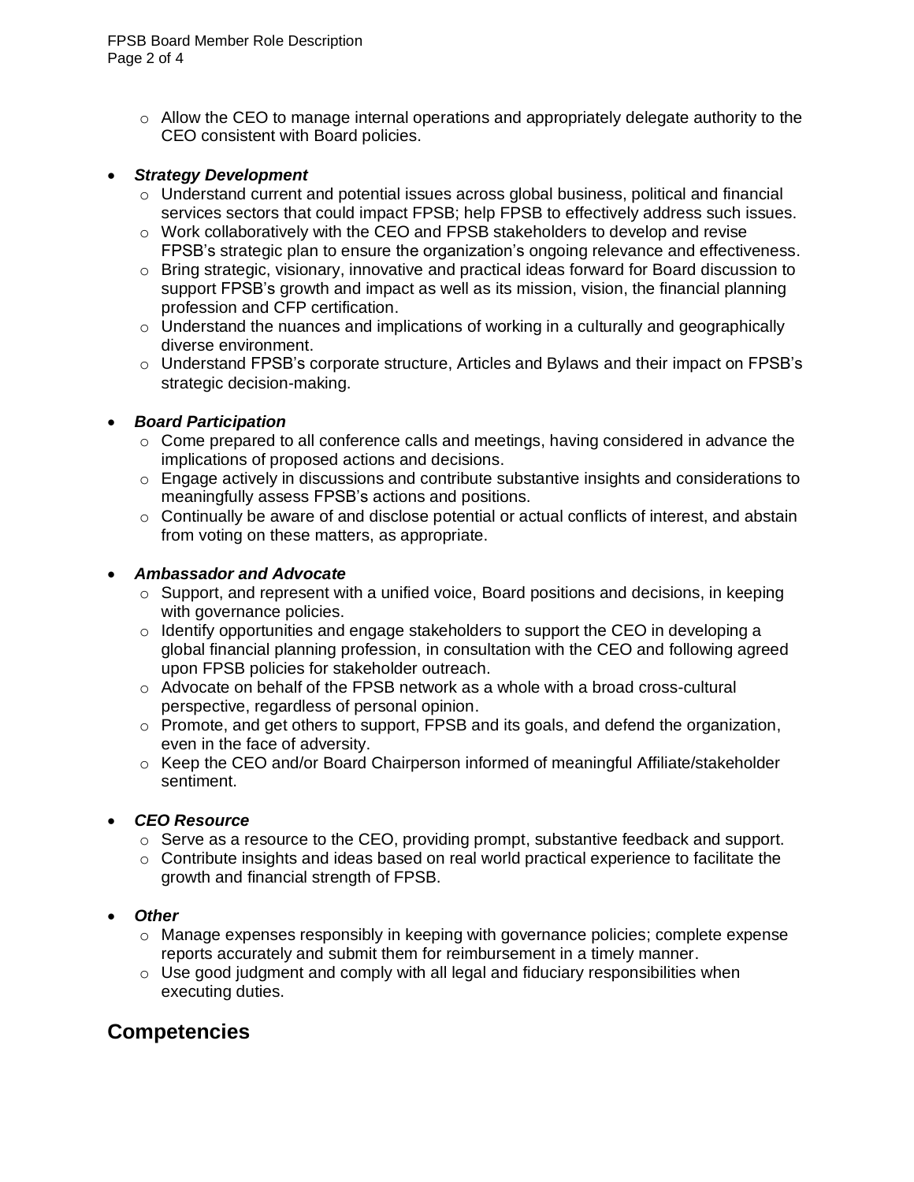- Allow the CEO to manage internal operations and appropriately delegate authority to the CEO consistent with Board policies.

- ***Strategy Development***
  - Understand current and potential issues across global business, political and financial services sectors that could impact FPSB; help FPSB to effectively address such issues.
  - Work collaboratively with the CEO and FPSB stakeholders to develop and revise FPSB's strategic plan to ensure the organization's ongoing relevance and effectiveness.
  - Bring strategic, visionary, innovative and practical ideas forward for Board discussion to support FPSB's growth and impact as well as its mission, vision, the financial planning profession and CFP certification.
  - Understand the nuances and implications of working in a culturally and geographically diverse environment.
  - Understand FPSB's corporate structure, Articles and Bylaws and their impact on FPSB's strategic decision-making.

- ***Board Participation***
  - Come prepared to all conference calls and meetings, having considered in advance the implications of proposed actions and decisions.
  - Engage actively in discussions and contribute substantive insights and considerations to meaningfully assess FPSB's actions and positions.
  - Continually be aware of and disclose potential or actual conflicts of interest, and abstain from voting on these matters, as appropriate.

- ***Ambassador and Advocate***
  - Support, and represent with a unified voice, Board positions and decisions, in keeping with governance policies.
  - Identify opportunities and engage stakeholders to support the CEO in developing a global financial planning profession, in consultation with the CEO and following agreed upon FPSB policies for stakeholder outreach.
  - Advocate on behalf of the FPSB network as a whole with a broad cross-cultural perspective, regardless of personal opinion.
  - Promote, and get others to support, FPSB and its goals, and defend the organization, even in the face of adversity.
  - Keep the CEO and/or Board Chairperson informed of meaningful Affiliate/stakeholder sentiment.

- ***CEO Resource***
  - Serve as a resource to the CEO, providing prompt, substantive feedback and support.
  - Contribute insights and ideas based on real world practical experience to facilitate the growth and financial strength of FPSB.

- ***Other***
  - Manage expenses responsibly in keeping with governance policies; complete expense reports accurately and submit them for reimbursement in a timely manner.
  - Use good judgment and comply with all legal and fiduciary responsibilities when executing duties.

## Competencies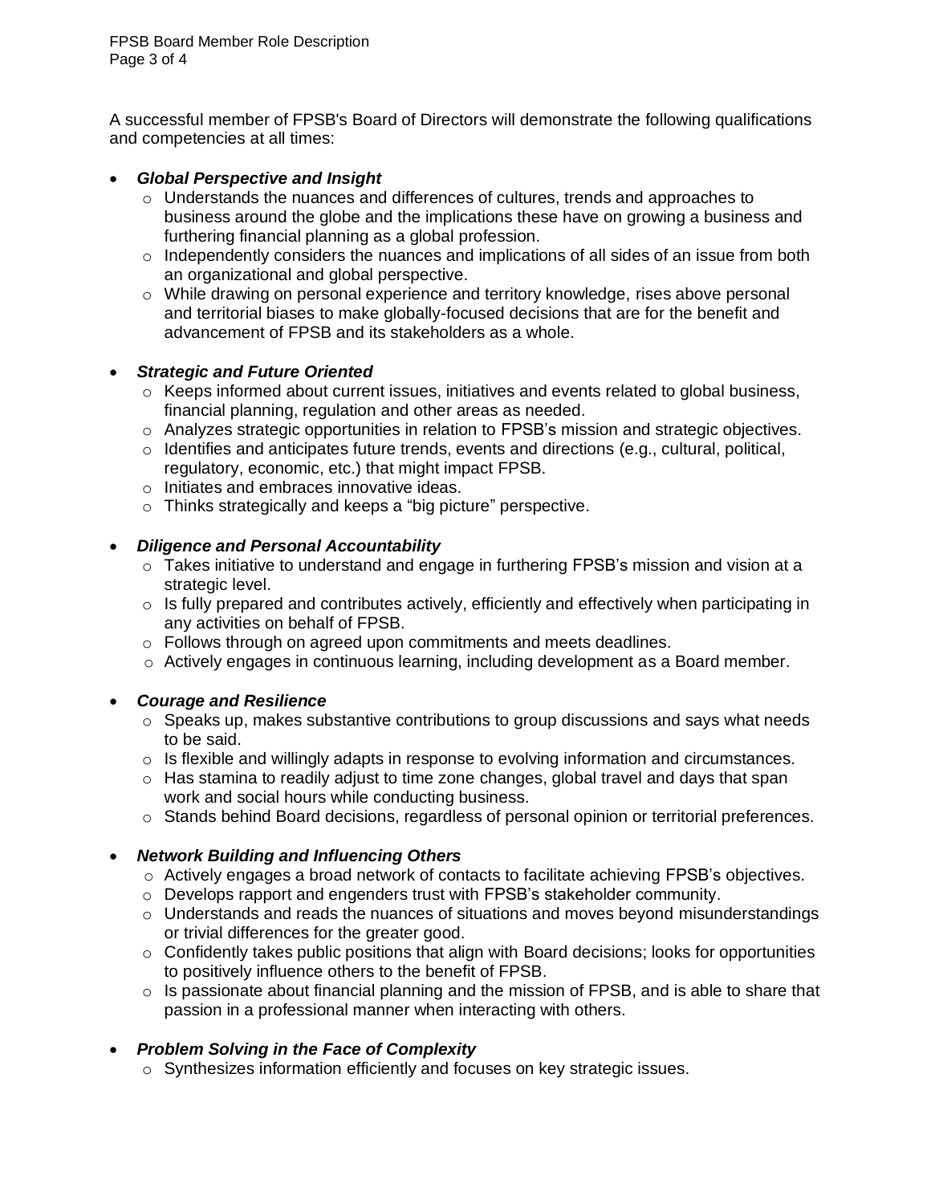A successful member of FPSB's Board of Directors will demonstrate the following qualifications and competencies at all times:

- ***Global Perspective and Insight***
  - Understands the nuances and differences of cultures, trends and approaches to business around the globe and the implications these have on growing a business and furthering financial planning as a global profession.
  - Independently considers the nuances and implications of all sides of an issue from both an organizational and global perspective.
  - While drawing on personal experience and territory knowledge, rises above personal and territorial biases to make globally-focused decisions that are for the benefit and advancement of FPSB and its stakeholders as a whole.

- ***Strategic and Future Oriented***
  - Keeps informed about current issues, initiatives and events related to global business, financial planning, regulation and other areas as needed.
  - Analyzes strategic opportunities in relation to FPSB's mission and strategic objectives.
  - Identifies and anticipates future trends, events and directions (e.g., cultural, political, regulatory, economic, etc.) that might impact FPSB.
  - Initiates and embraces innovative ideas.
  - Thinks strategically and keeps a "big picture" perspective.

- ***Diligence and Personal Accountability***
  - Takes initiative to understand and engage in furthering FPSB's mission and vision at a strategic level.
  - Is fully prepared and contributes actively, efficiently and effectively when participating in any activities on behalf of FPSB.
  - Follows through on agreed upon commitments and meets deadlines.
  - Actively engages in continuous learning, including development as a Board member.

- ***Courage and Resilience***
  - Speaks up, makes substantive contributions to group discussions and says what needs to be said.
  - Is flexible and willingly adapts in response to evolving information and circumstances.
  - Has stamina to readily adjust to time zone changes, global travel and days that span work and social hours while conducting business.
  - Stands behind Board decisions, regardless of personal opinion or territorial preferences.

- ***Network Building and Influencing Others***
  - Actively engages a broad network of contacts to facilitate achieving FPSB's objectives.
  - Develops rapport and engenders trust with FPSB's stakeholder community.
  - Understands and reads the nuances of situations and moves beyond misunderstandings or trivial differences for the greater good.
  - Confidently takes public positions that align with Board decisions; looks for opportunities to positively influence others to the benefit of FPSB.
  - Is passionate about financial planning and the mission of FPSB, and is able to share that passion in a professional manner when interacting with others.

- ***Problem Solving in the Face of Complexity***
  - Synthesizes information efficiently and focuses on key strategic issues.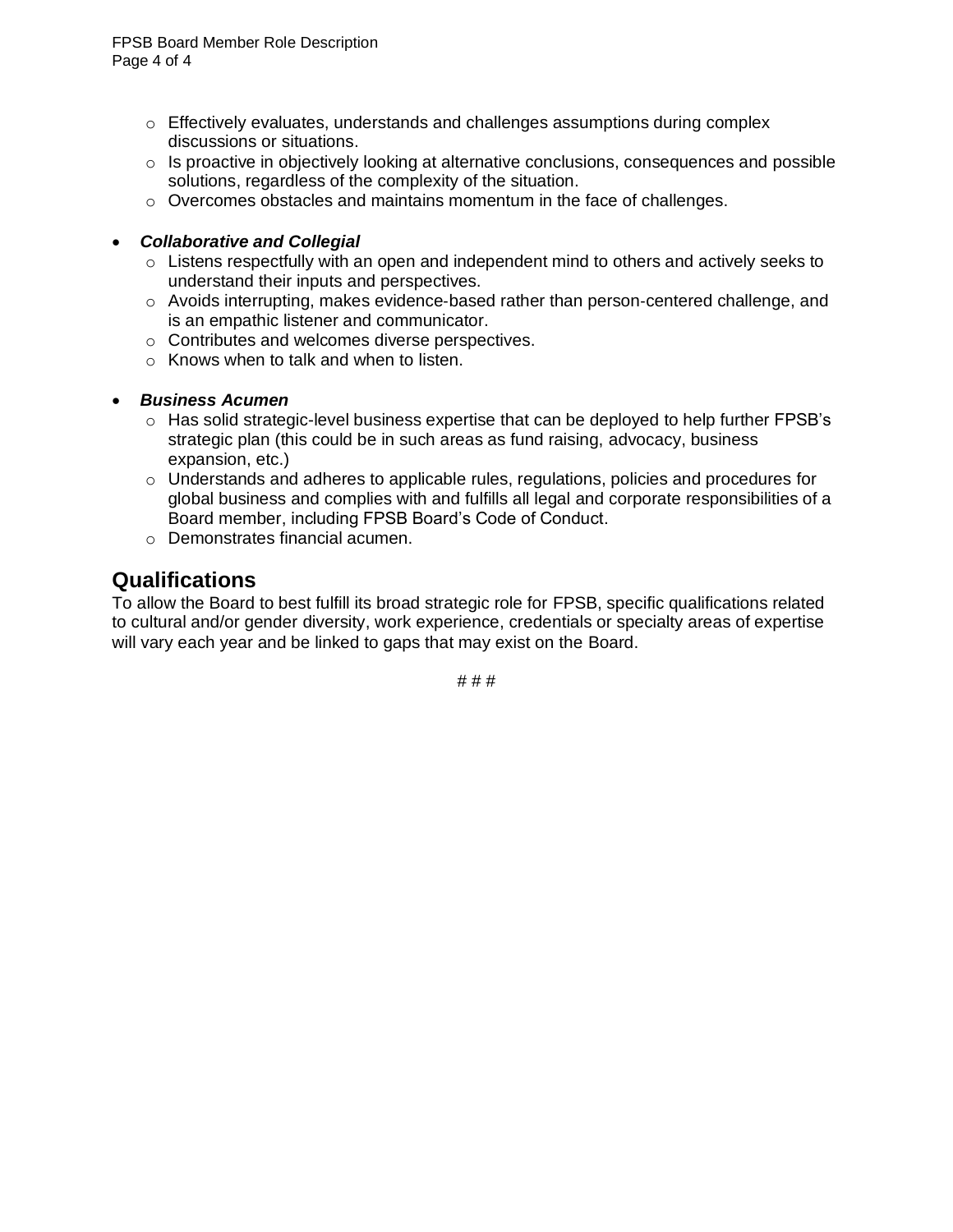- Effectively evaluates, understands and challenges assumptions during complex discussions or situations.
  - Is proactive in objectively looking at alternative conclusions, consequences and possible solutions, regardless of the complexity of the situation.
  - Overcomes obstacles and maintains momentum in the face of challenges.

- ***Collaborative and Collegial***
  - Listens respectfully with an open and independent mind to others and actively seeks to understand their inputs and perspectives.
  - Avoids interrupting, makes evidence-based rather than person-centered challenge, and is an empathic listener and communicator.
  - Contributes and welcomes diverse perspectives.
  - Knows when to talk and when to listen.

- ***Business Acumen***
  - Has solid strategic-level business expertise that can be deployed to help further FPSB's strategic plan (this could be in such areas as fund raising, advocacy, business expansion, etc.)
  - Understands and adheres to applicable rules, regulations, policies and procedures for global business and complies with and fulfills all legal and corporate responsibilities of a Board member, including FPSB Board's Code of Conduct.
  - Demonstrates financial acumen.

## Qualifications

To allow the Board to best fulfill its broad strategic role for FPSB, specific qualifications related to cultural and/or gender diversity, work experience, credentials or specialty areas of expertise will vary each year and be linked to gaps that may exist on the Board.

# # #